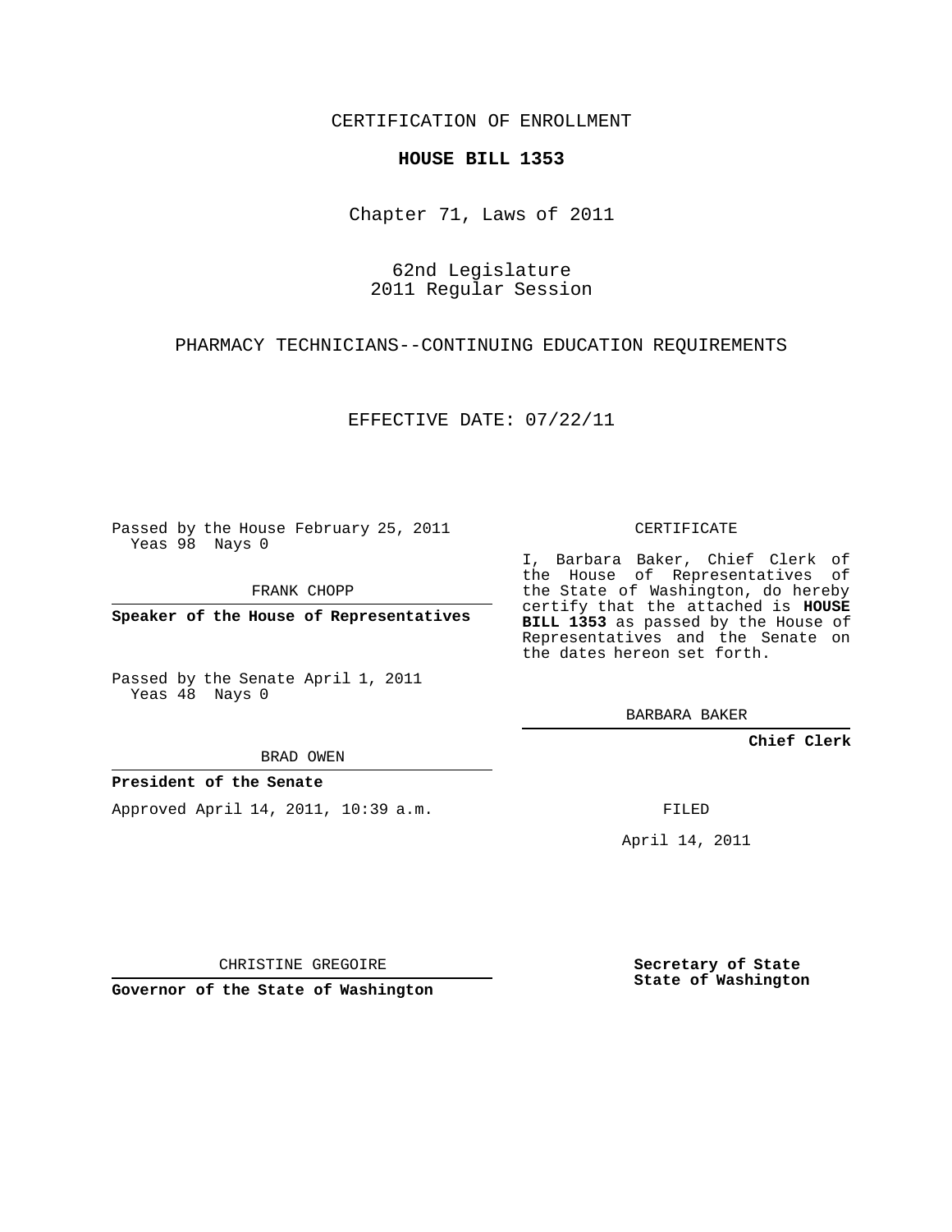CERTIFICATION OF ENROLLMENT

**HOUSE BILL 1353**

Chapter 71, Laws of 2011

62nd Legislature
2011 Regular Session

PHARMACY TECHNICIANS--CONTINUING EDUCATION REQUIREMENTS

EFFECTIVE DATE: 07/22/11

Passed by the House February 25, 2011
Yeas 98 Nays 0

FRANK CHOPP

**Speaker of the House of Representatives**

Passed by the Senate April 1, 2011
Yeas 48 Nays 0

BRAD OWEN

**President of the Senate**

Approved April 14, 2011, 10:39 a.m.

CHRISTINE GREGOIRE

**Governor of the State of Washington**

CERTIFICATE

I, Barbara Baker, Chief Clerk of the House of Representatives of the State of Washington, do hereby certify that the attached is **HOUSE BILL 1353** as passed by the House of Representatives and the Senate on the dates hereon set forth.

BARBARA BAKER

**Chief Clerk**

FILED

April 14, 2011

**Secretary of State**
**State of Washington**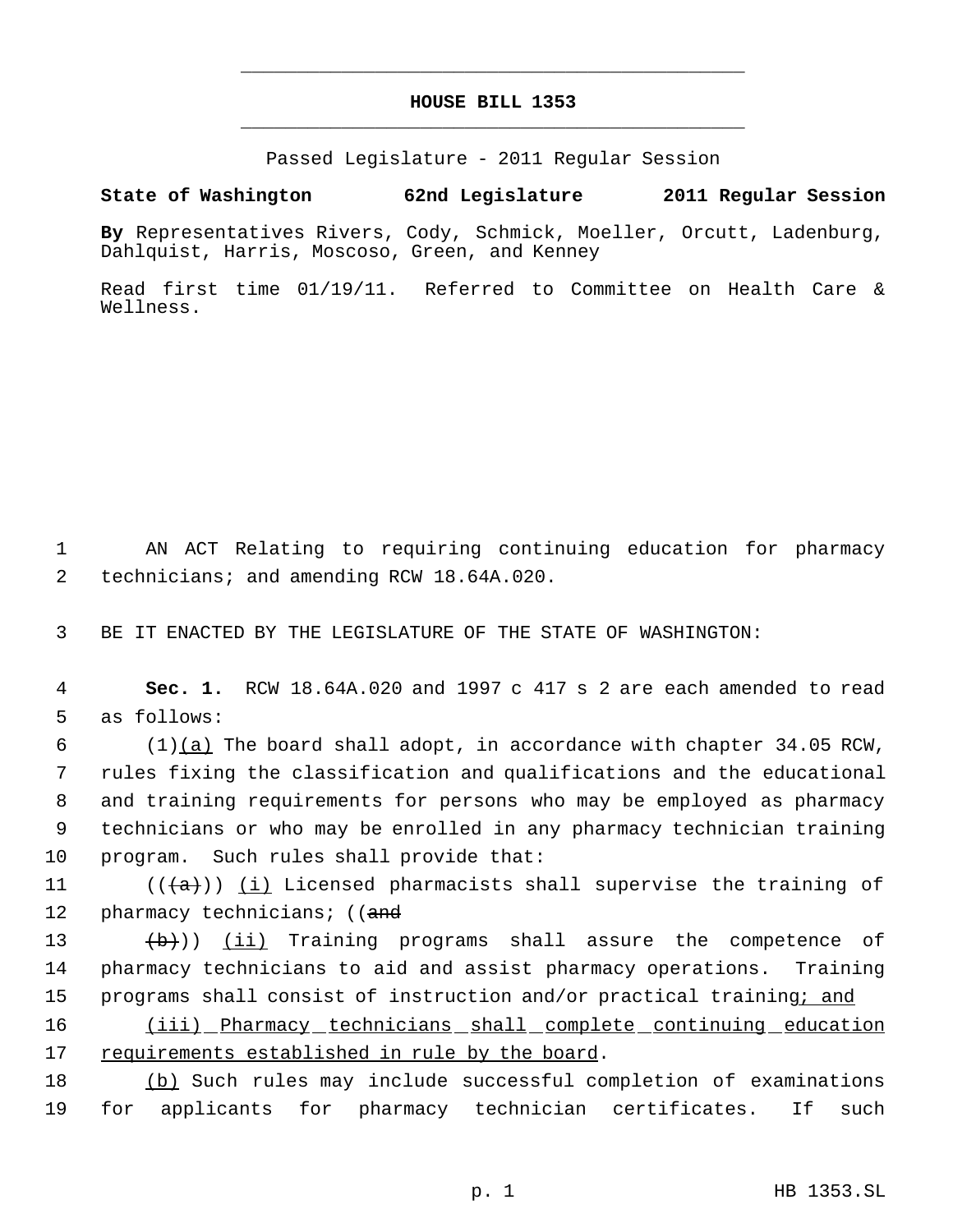# HOUSE BILL 1353

Passed Legislature - 2011 Regular Session

**State of Washington 62nd Legislature 2011 Regular Session**

**By** Representatives Rivers, Cody, Schmick, Moeller, Orcutt, Ladenburg, Dahlquist, Harris, Moscoso, Green, and Kenney

Read first time 01/19/11. Referred to Committee on Health Care & Wellness.

AN ACT Relating to requiring continuing education for pharmacy technicians; and amending RCW 18.64A.020.

BE IT ENACTED BY THE LEGISLATURE OF THE STATE OF WASHINGTON:

**Sec. 1.** RCW 18.64A.020 and 1997 c 417 s 2 are each amended to read as follows:

(1)(a) The board shall adopt, in accordance with chapter 34.05 RCW, rules fixing the classification and qualifications and the educational and training requirements for persons who may be employed as pharmacy technicians or who may be enrolled in any pharmacy technician training program. Such rules shall provide that:

(((a))) (i) Licensed pharmacists shall supervise the training of pharmacy technicians; ((and

(b))) (ii) Training programs shall assure the competence of pharmacy technicians to aid and assist pharmacy operations. Training programs shall consist of instruction and/or practical training; and

(iii) Pharmacy technicians shall complete continuing education requirements established in rule by the board.

(b) Such rules may include successful completion of examinations for applicants for pharmacy technician certificates. If such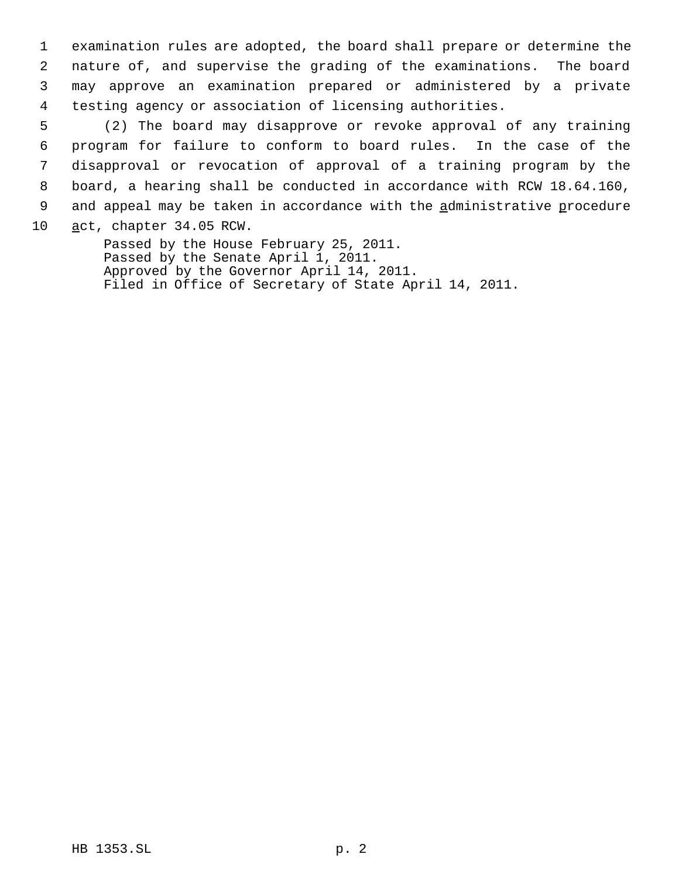examination rules are adopted, the board shall prepare or determine the nature of, and supervise the grading of the examinations. The board may approve an examination prepared or administered by a private testing agency or association of licensing authorities.

(2) The board may disapprove or revoke approval of any training program for failure to conform to board rules. In the case of the disapproval or revocation of approval of a training program by the board, a hearing shall be conducted in accordance with RCW 18.64.160, and appeal may be taken in accordance with the administrative procedure act, chapter 34.05 RCW.

Passed by the House February 25, 2011.
Passed by the Senate April 1, 2011.
Approved by the Governor April 14, 2011.
Filed in Office of Secretary of State April 14, 2011.